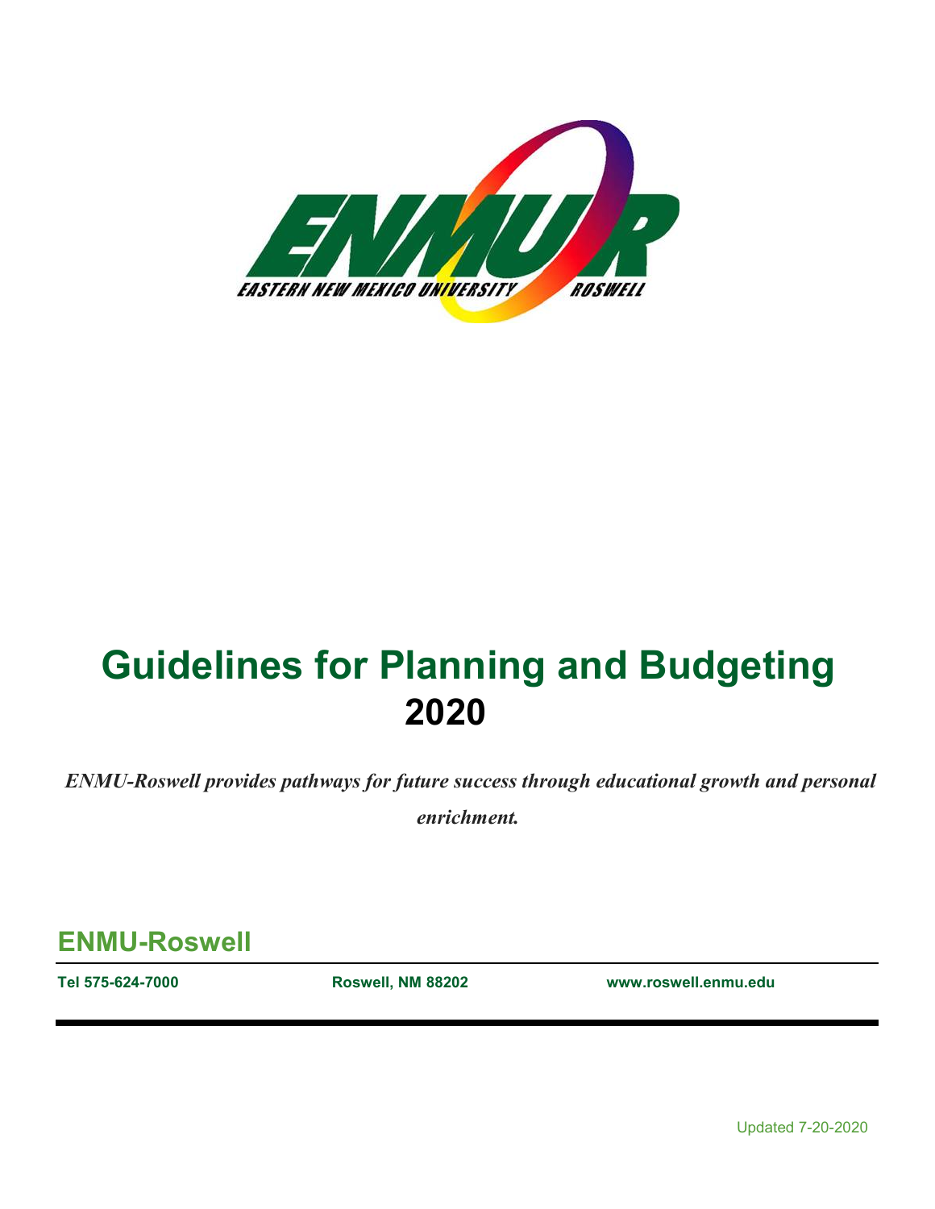# Guidelines for Planning and Budgeting

## 2020

*ENMU-Roswell provides pathways for future success through educational growth and personal enrichment.*

**ENMU-Roswell**

**Tel 575-624-7000** **Roswell, NM 88202** **www.roswell.enmu.edu**

Updated 7-20-2020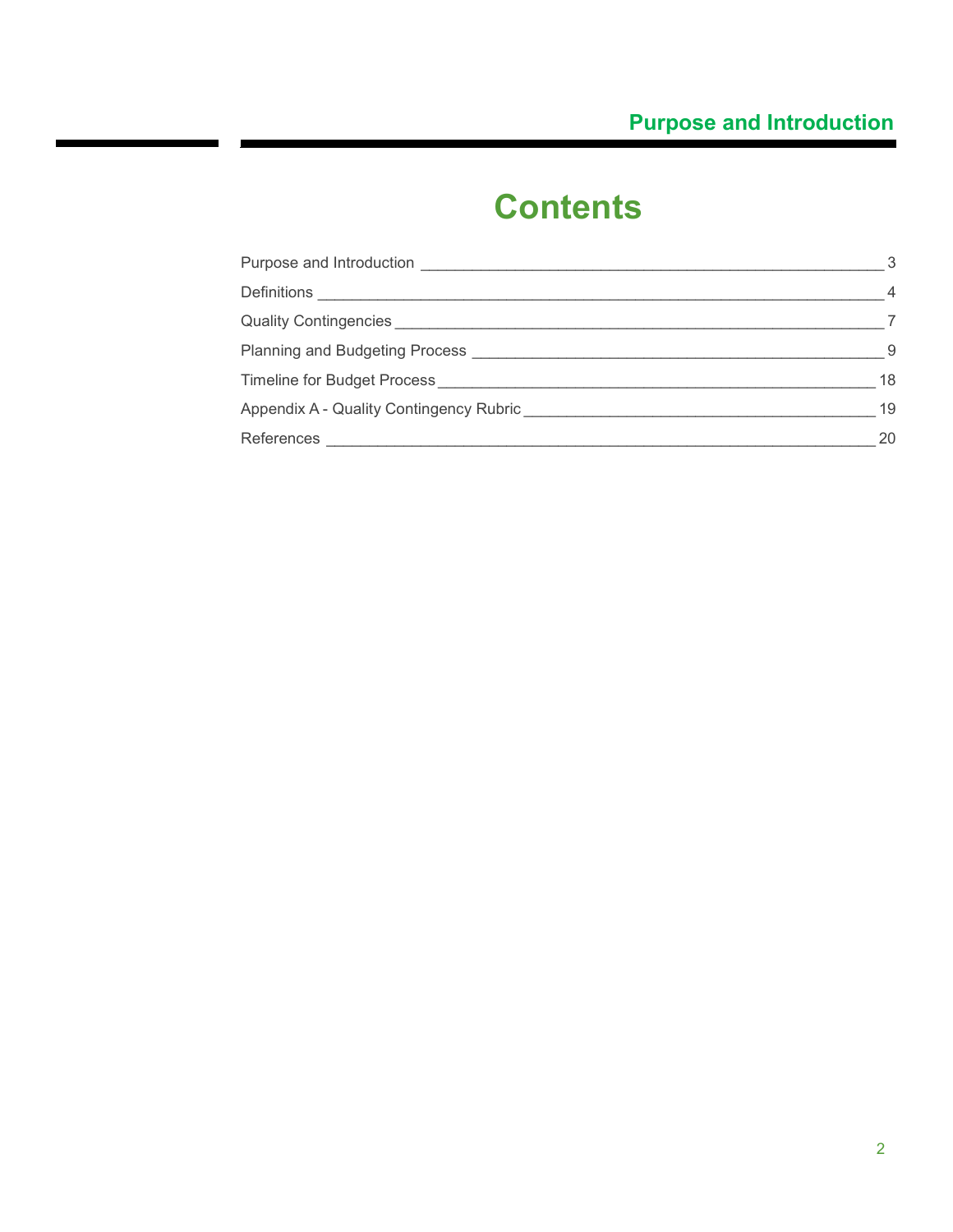# Contents

| Section | Page |
| --- | --- |
| Purpose and Introduction | 3 |
| Definitions | 4 |
| Quality Contingencies | 7 |
| Planning and Budgeting Process | 9 |
| Timeline for Budget Process | 18 |
| Appendix A - Quality Contingency Rubric | 19 |
| References | 20 |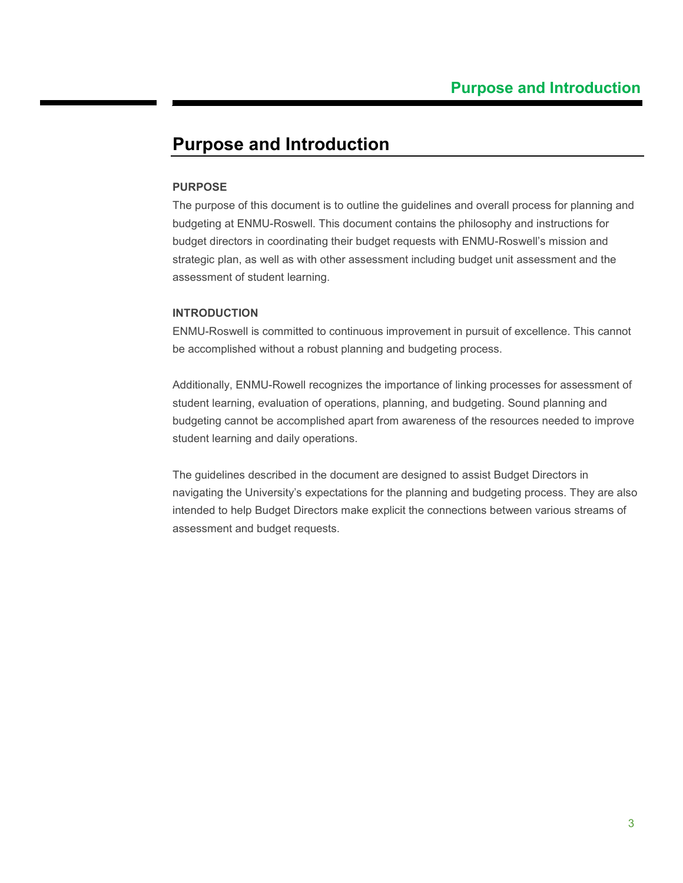# Purpose and Introduction

**PURPOSE**

The purpose of this document is to outline the guidelines and overall process for planning and budgeting at ENMU-Roswell. This document contains the philosophy and instructions for budget directors in coordinating their budget requests with ENMU-Roswell's mission and strategic plan, as well as with other assessment including budget unit assessment and the assessment of student learning.

**INTRODUCTION**

ENMU-Roswell is committed to continuous improvement in pursuit of excellence. This cannot be accomplished without a robust planning and budgeting process.

Additionally, ENMU-Rowell recognizes the importance of linking processes for assessment of student learning, evaluation of operations, planning, and budgeting. Sound planning and budgeting cannot be accomplished apart from awareness of the resources needed to improve student learning and daily operations.

The guidelines described in the document are designed to assist Budget Directors in navigating the University's expectations for the planning and budgeting process. They are also intended to help Budget Directors make explicit the connections between various streams of assessment and budget requests.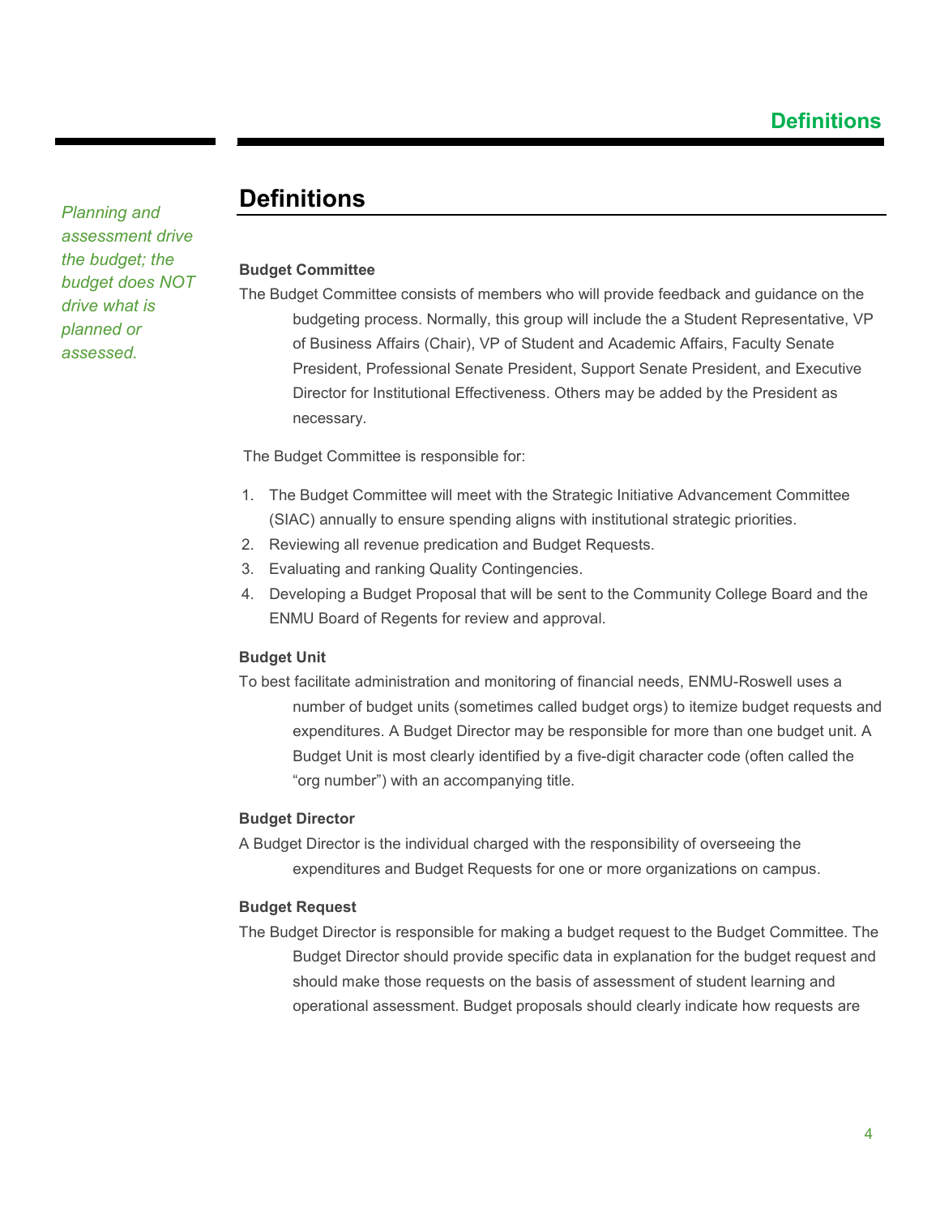# Definitions

*Planning and assessment drive the budget; the budget does NOT drive what is planned or assessed.*

**Budget Committee**

The Budget Committee consists of members who will provide feedback and guidance on the budgeting process. Normally, this group will include the a Student Representative, VP of Business Affairs (Chair), VP of Student and Academic Affairs, Faculty Senate President, Professional Senate President, Support Senate President, and Executive Director for Institutional Effectiveness. Others may be added by the President as necessary.

The Budget Committee is responsible for:

1. The Budget Committee will meet with the Strategic Initiative Advancement Committee (SIAC) annually to ensure spending aligns with institutional strategic priorities.
2. Reviewing all revenue predication and Budget Requests.
3. Evaluating and ranking Quality Contingencies.
4. Developing a Budget Proposal that will be sent to the Community College Board and the ENMU Board of Regents for review and approval.

**Budget Unit**

To best facilitate administration and monitoring of financial needs, ENMU-Roswell uses a number of budget units (sometimes called budget orgs) to itemize budget requests and expenditures. A Budget Director may be responsible for more than one budget unit. A Budget Unit is most clearly identified by a five-digit character code (often called the "org number") with an accompanying title.

**Budget Director**

A Budget Director is the individual charged with the responsibility of overseeing the expenditures and Budget Requests for one or more organizations on campus.

**Budget Request**

The Budget Director is responsible for making a budget request to the Budget Committee. The Budget Director should provide specific data in explanation for the budget request and should make those requests on the basis of assessment of student learning and operational assessment. Budget proposals should clearly indicate how requests are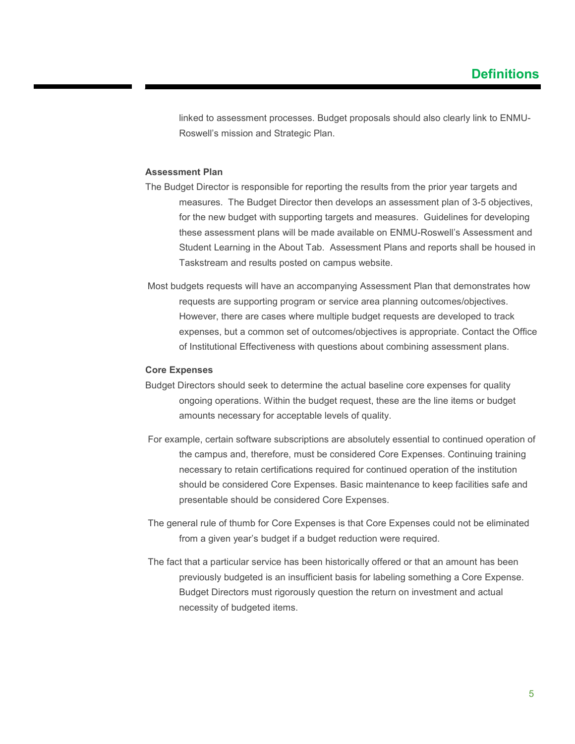linked to assessment processes. Budget proposals should also clearly link to ENMU-Roswell's mission and Strategic Plan.

**Assessment Plan**

The Budget Director is responsible for reporting the results from the prior year targets and measures. The Budget Director then develops an assessment plan of 3-5 objectives, for the new budget with supporting targets and measures. Guidelines for developing these assessment plans will be made available on ENMU-Roswell's Assessment and Student Learning in the About Tab. Assessment Plans and reports shall be housed in Taskstream and results posted on campus website.

Most budgets requests will have an accompanying Assessment Plan that demonstrates how requests are supporting program or service area planning outcomes/objectives. However, there are cases where multiple budget requests are developed to track expenses, but a common set of outcomes/objectives is appropriate. Contact the Office of Institutional Effectiveness with questions about combining assessment plans.

**Core Expenses**

Budget Directors should seek to determine the actual baseline core expenses for quality ongoing operations. Within the budget request, these are the line items or budget amounts necessary for acceptable levels of quality.

For example, certain software subscriptions are absolutely essential to continued operation of the campus and, therefore, must be considered Core Expenses. Continuing training necessary to retain certifications required for continued operation of the institution should be considered Core Expenses. Basic maintenance to keep facilities safe and presentable should be considered Core Expenses.

The general rule of thumb for Core Expenses is that Core Expenses could not be eliminated from a given year's budget if a budget reduction were required.

The fact that a particular service has been historically offered or that an amount has been previously budgeted is an insufficient basis for labeling something a Core Expense. Budget Directors must rigorously question the return on investment and actual necessity of budgeted items.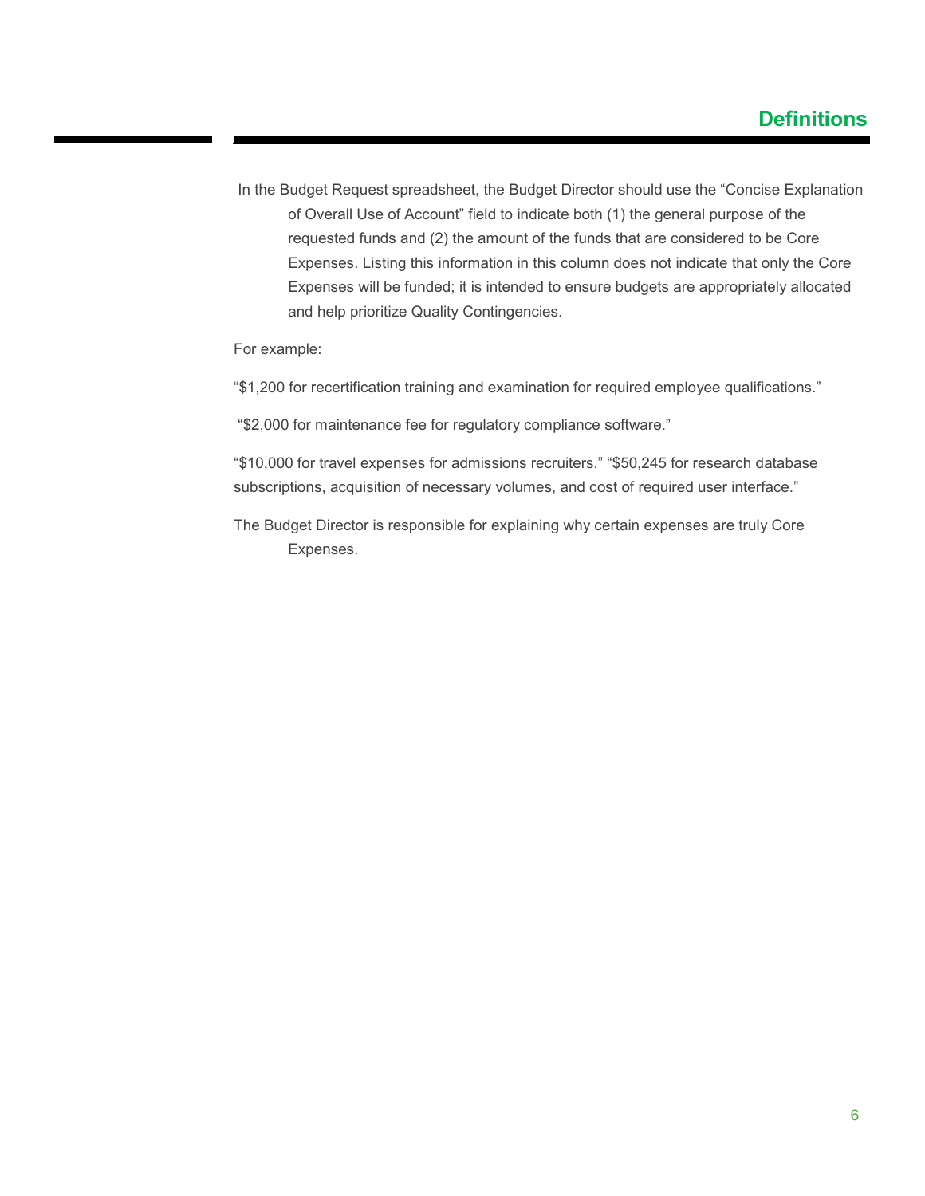## Definitions

In the Budget Request spreadsheet, the Budget Director should use the "Concise Explanation of Overall Use of Account" field to indicate both (1) the general purpose of the requested funds and (2) the amount of the funds that are considered to be Core Expenses. Listing this information in this column does not indicate that only the Core Expenses will be funded; it is intended to ensure budgets are appropriately allocated and help prioritize Quality Contingencies.

For example:

"$1,200 for recertification training and examination for required employee qualifications."

"$2,000 for maintenance fee for regulatory compliance software."

"$10,000 for travel expenses for admissions recruiters." "$50,245 for research database subscriptions, acquisition of necessary volumes, and cost of required user interface."

The Budget Director is responsible for explaining why certain expenses are truly Core Expenses.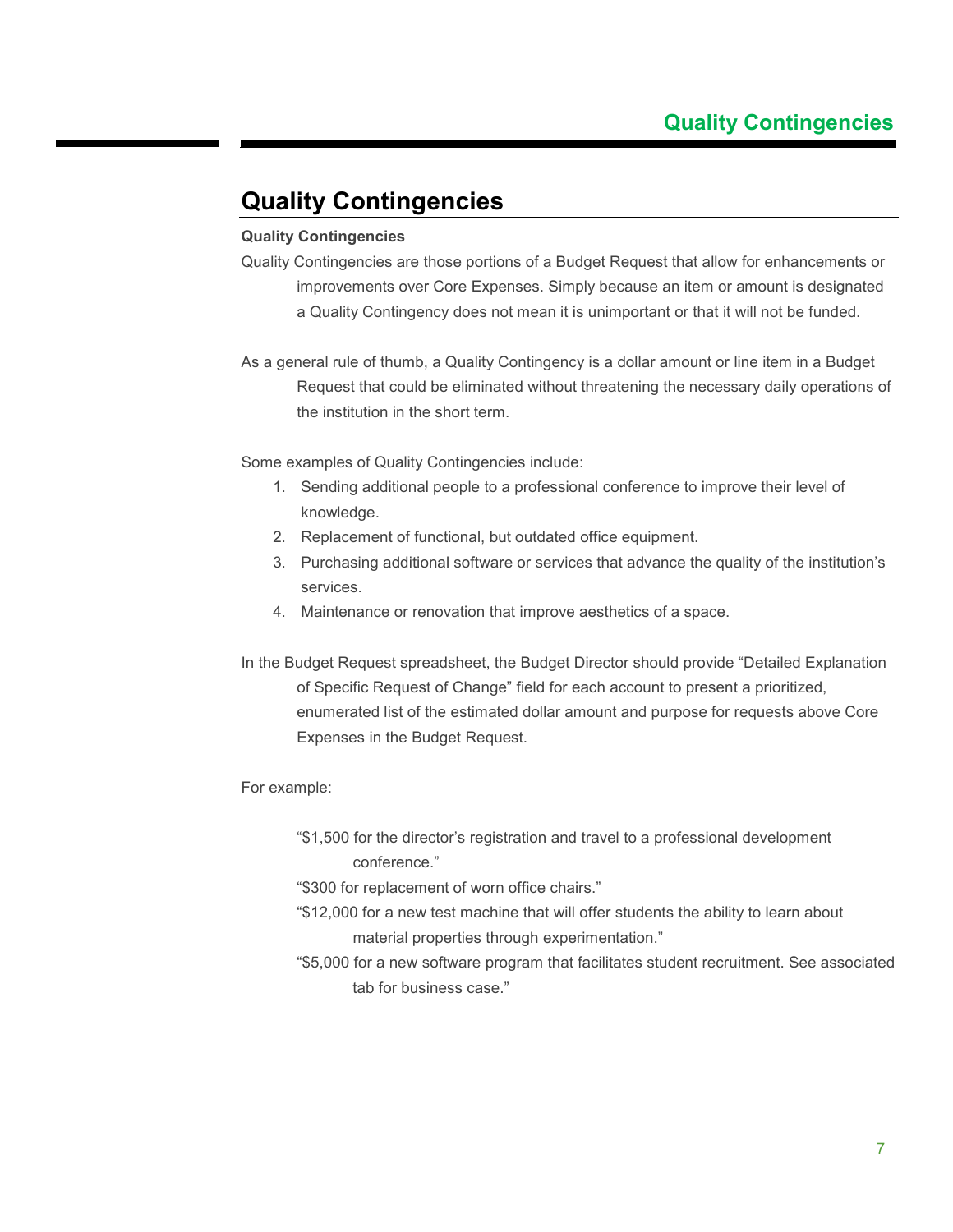# Quality Contingencies

**Quality Contingencies**

Quality Contingencies are those portions of a Budget Request that allow for enhancements or improvements over Core Expenses. Simply because an item or amount is designated a Quality Contingency does not mean it is unimportant or that it will not be funded.

As a general rule of thumb, a Quality Contingency is a dollar amount or line item in a Budget Request that could be eliminated without threatening the necessary daily operations of the institution in the short term.

Some examples of Quality Contingencies include:

1. Sending additional people to a professional conference to improve their level of knowledge.
2. Replacement of functional, but outdated office equipment.
3. Purchasing additional software or services that advance the quality of the institution's services.
4. Maintenance or renovation that improve aesthetics of a space.

In the Budget Request spreadsheet, the Budget Director should provide "Detailed Explanation of Specific Request of Change" field for each account to present a prioritized, enumerated list of the estimated dollar amount and purpose for requests above Core Expenses in the Budget Request.

For example:

"$1,500 for the director's registration and travel to a professional development conference."

"$300 for replacement of worn office chairs."

"$12,000 for a new test machine that will offer students the ability to learn about material properties through experimentation."

"$5,000 for a new software program that facilitates student recruitment. See associated tab for business case."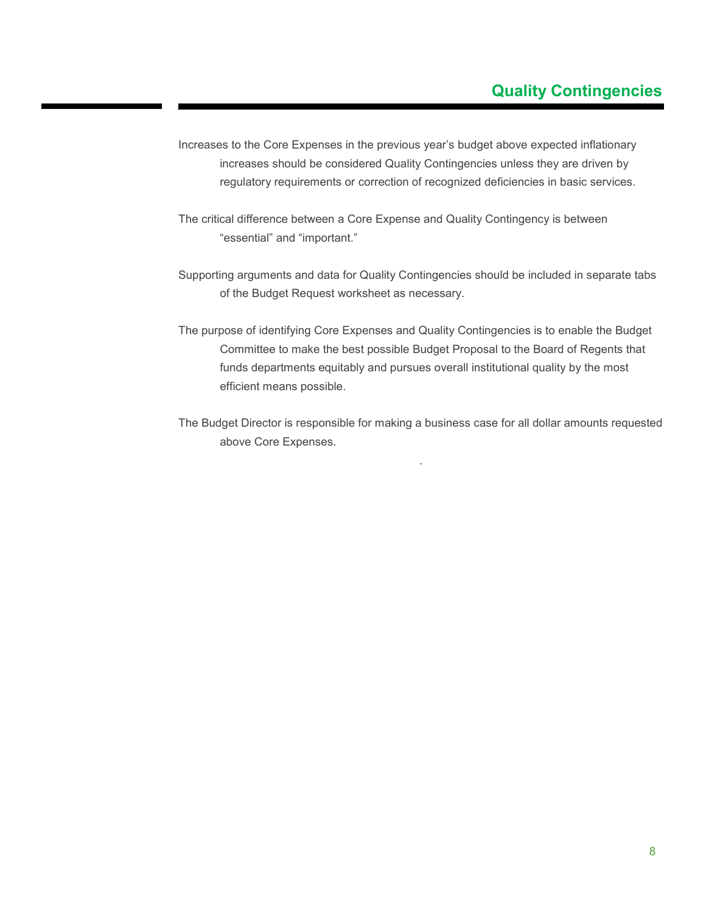## Quality Contingencies

Increases to the Core Expenses in the previous year's budget above expected inflationary increases should be considered Quality Contingencies unless they are driven by regulatory requirements or correction of recognized deficiencies in basic services.

The critical difference between a Core Expense and Quality Contingency is between "essential" and "important."

Supporting arguments and data for Quality Contingencies should be included in separate tabs of the Budget Request worksheet as necessary.

The purpose of identifying Core Expenses and Quality Contingencies is to enable the Budget Committee to make the best possible Budget Proposal to the Board of Regents that funds departments equitably and pursues overall institutional quality by the most efficient means possible.

The Budget Director is responsible for making a business case for all dollar amounts requested above Core Expenses.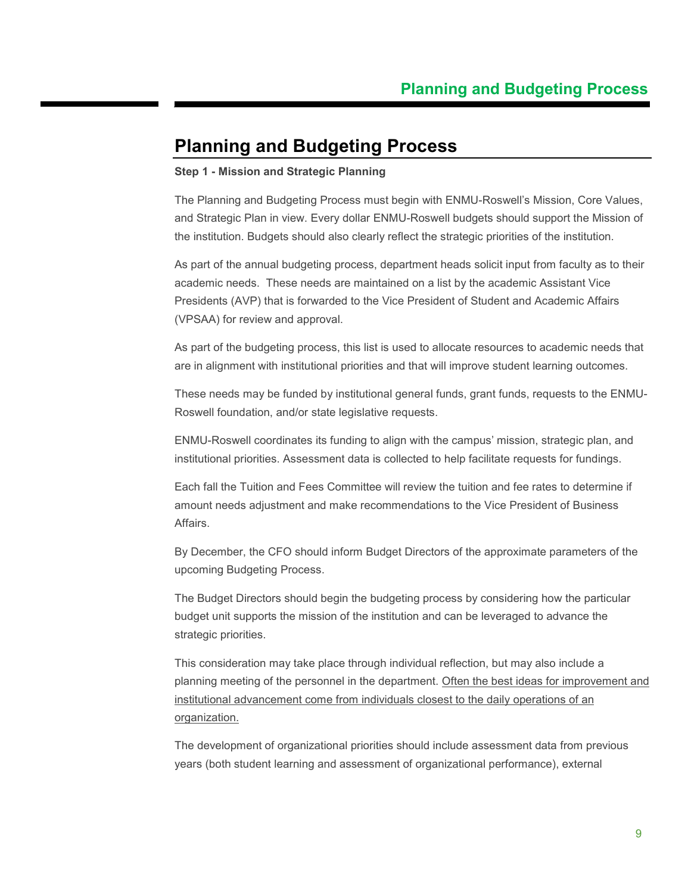# Planning and Budgeting Process

**Step 1 - Mission and Strategic Planning**

The Planning and Budgeting Process must begin with ENMU-Roswell's Mission, Core Values, and Strategic Plan in view. Every dollar ENMU-Roswell budgets should support the Mission of the institution. Budgets should also clearly reflect the strategic priorities of the institution.

As part of the annual budgeting process, department heads solicit input from faculty as to their academic needs. These needs are maintained on a list by the academic Assistant Vice Presidents (AVP) that is forwarded to the Vice President of Student and Academic Affairs (VPSAA) for review and approval.

As part of the budgeting process, this list is used to allocate resources to academic needs that are in alignment with institutional priorities and that will improve student learning outcomes.

These needs may be funded by institutional general funds, grant funds, requests to the ENMU-Roswell foundation, and/or state legislative requests.

ENMU-Roswell coordinates its funding to align with the campus' mission, strategic plan, and institutional priorities. Assessment data is collected to help facilitate requests for fundings.

Each fall the Tuition and Fees Committee will review the tuition and fee rates to determine if amount needs adjustment and make recommendations to the Vice President of Business Affairs.

By December, the CFO should inform Budget Directors of the approximate parameters of the upcoming Budgeting Process.

The Budget Directors should begin the budgeting process by considering how the particular budget unit supports the mission of the institution and can be leveraged to advance the strategic priorities.

This consideration may take place through individual reflection, but may also include a planning meeting of the personnel in the department. <u>Often the best ideas for improvement and institutional advancement come from individuals closest to the daily operations of an organization.</u>

The development of organizational priorities should include assessment data from previous years (both student learning and assessment of organizational performance), external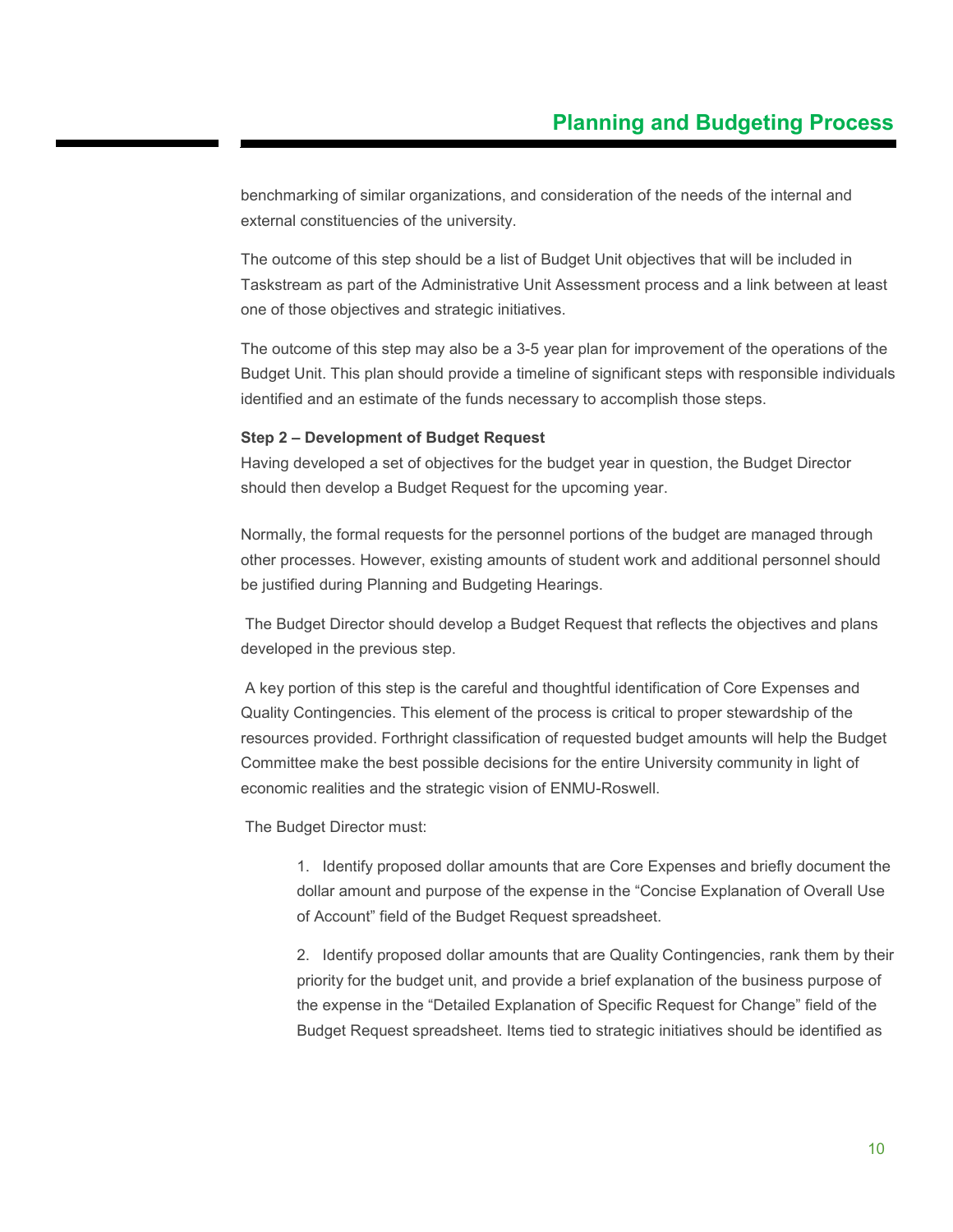benchmarking of similar organizations, and consideration of the needs of the internal and external constituencies of the university.

The outcome of this step should be a list of Budget Unit objectives that will be included in Taskstream as part of the Administrative Unit Assessment process and a link between at least one of those objectives and strategic initiatives.

The outcome of this step may also be a 3-5 year plan for improvement of the operations of the Budget Unit. This plan should provide a timeline of significant steps with responsible individuals identified and an estimate of the funds necessary to accomplish those steps.

**Step 2 – Development of Budget Request**

Having developed a set of objectives for the budget year in question, the Budget Director should then develop a Budget Request for the upcoming year.

Normally, the formal requests for the personnel portions of the budget are managed through other processes. However, existing amounts of student work and additional personnel should be justified during Planning and Budgeting Hearings.

The Budget Director should develop a Budget Request that reflects the objectives and plans developed in the previous step.

A key portion of this step is the careful and thoughtful identification of Core Expenses and Quality Contingencies. This element of the process is critical to proper stewardship of the resources provided. Forthright classification of requested budget amounts will help the Budget Committee make the best possible decisions for the entire University community in light of economic realities and the strategic vision of ENMU-Roswell.

The Budget Director must:

1. Identify proposed dollar amounts that are Core Expenses and briefly document the dollar amount and purpose of the expense in the “Concise Explanation of Overall Use of Account” field of the Budget Request spreadsheet.

2. Identify proposed dollar amounts that are Quality Contingencies, rank them by their priority for the budget unit, and provide a brief explanation of the business purpose of the expense in the “Detailed Explanation of Specific Request for Change” field of the Budget Request spreadsheet. Items tied to strategic initiatives should be identified as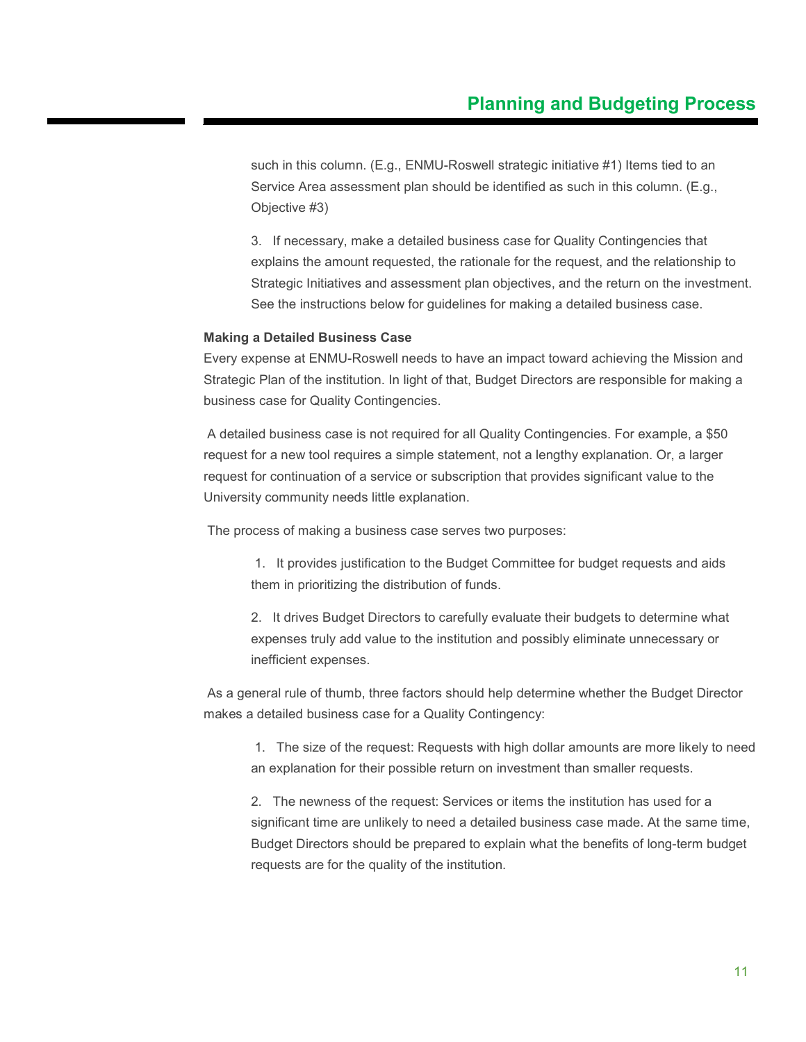such in this column. (E.g., ENMU-Roswell strategic initiative #1) Items tied to an Service Area assessment plan should be identified as such in this column. (E.g., Objective #3)

3. If necessary, make a detailed business case for Quality Contingencies that explains the amount requested, the rationale for the request, and the relationship to Strategic Initiatives and assessment plan objectives, and the return on the investment. See the instructions below for guidelines for making a detailed business case.

**Making a Detailed Business Case**

Every expense at ENMU-Roswell needs to have an impact toward achieving the Mission and Strategic Plan of the institution. In light of that, Budget Directors are responsible for making a business case for Quality Contingencies.

A detailed business case is not required for all Quality Contingencies. For example, a $50 request for a new tool requires a simple statement, not a lengthy explanation. Or, a larger request for continuation of a service or subscription that provides significant value to the University community needs little explanation.

The process of making a business case serves two purposes:

1. It provides justification to the Budget Committee for budget requests and aids them in prioritizing the distribution of funds.

2. It drives Budget Directors to carefully evaluate their budgets to determine what expenses truly add value to the institution and possibly eliminate unnecessary or inefficient expenses.

As a general rule of thumb, three factors should help determine whether the Budget Director makes a detailed business case for a Quality Contingency:

1. The size of the request: Requests with high dollar amounts are more likely to need an explanation for their possible return on investment than smaller requests.

2. The newness of the request: Services or items the institution has used for a significant time are unlikely to need a detailed business case made. At the same time, Budget Directors should be prepared to explain what the benefits of long-term budget requests are for the quality of the institution.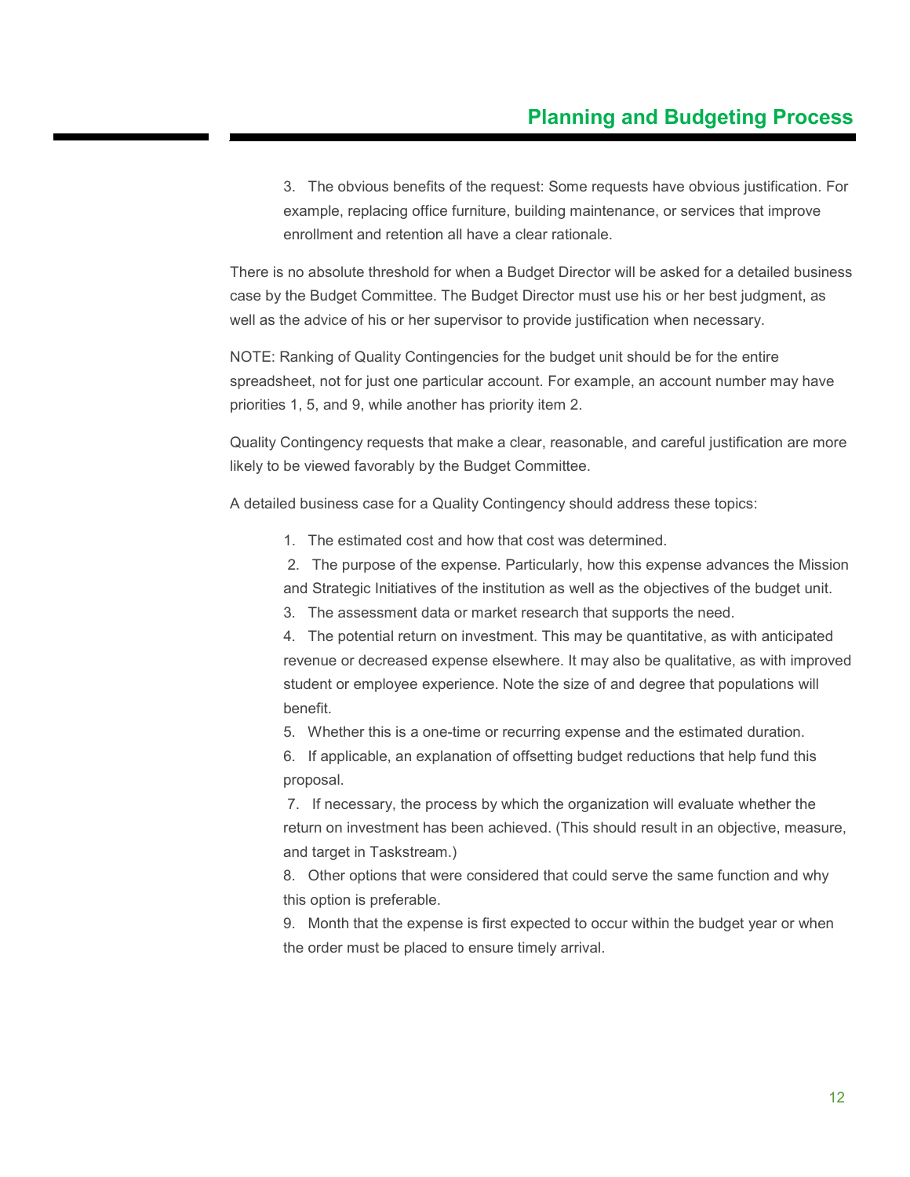3. The obvious benefits of the request: Some requests have obvious justification. For example, replacing office furniture, building maintenance, or services that improve enrollment and retention all have a clear rationale.

There is no absolute threshold for when a Budget Director will be asked for a detailed business case by the Budget Committee. The Budget Director must use his or her best judgment, as well as the advice of his or her supervisor to provide justification when necessary.

NOTE: Ranking of Quality Contingencies for the budget unit should be for the entire spreadsheet, not for just one particular account. For example, an account number may have priorities 1, 5, and 9, while another has priority item 2.

Quality Contingency requests that make a clear, reasonable, and careful justification are more likely to be viewed favorably by the Budget Committee.

A detailed business case for a Quality Contingency should address these topics:

1. The estimated cost and how that cost was determined.
2. The purpose of the expense. Particularly, how this expense advances the Mission and Strategic Initiatives of the institution as well as the objectives of the budget unit.
3. The assessment data or market research that supports the need.
4. The potential return on investment. This may be quantitative, as with anticipated revenue or decreased expense elsewhere. It may also be qualitative, as with improved student or employee experience. Note the size of and degree that populations will benefit.
5. Whether this is a one-time or recurring expense and the estimated duration.
6. If applicable, an explanation of offsetting budget reductions that help fund this proposal.
7. If necessary, the process by which the organization will evaluate whether the return on investment has been achieved. (This should result in an objective, measure, and target in Taskstream.)
8. Other options that were considered that could serve the same function and why this option is preferable.
9. Month that the expense is first expected to occur within the budget year or when the order must be placed to ensure timely arrival.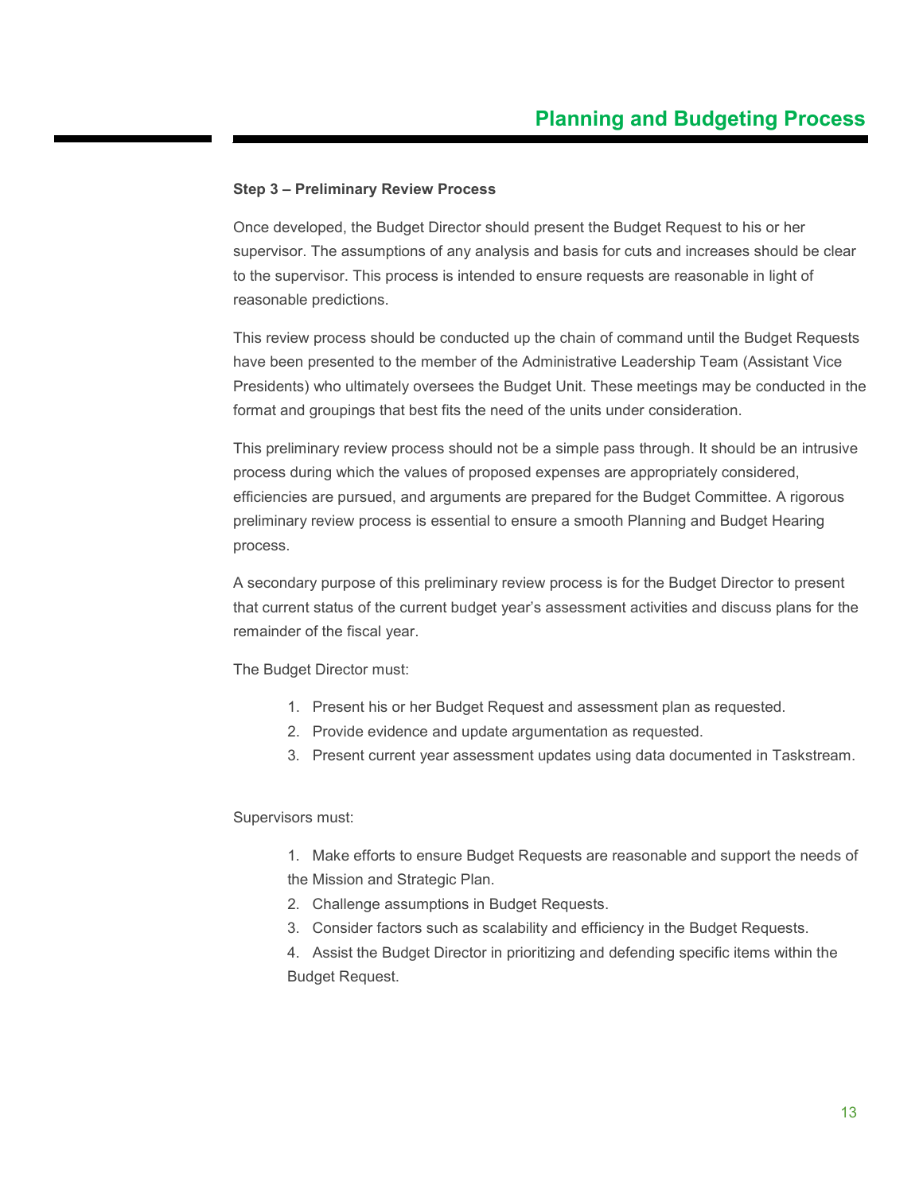**Step 3 – Preliminary Review Process**

Once developed, the Budget Director should present the Budget Request to his or her supervisor. The assumptions of any analysis and basis for cuts and increases should be clear to the supervisor. This process is intended to ensure requests are reasonable in light of reasonable predictions.

This review process should be conducted up the chain of command until the Budget Requests have been presented to the member of the Administrative Leadership Team (Assistant Vice Presidents) who ultimately oversees the Budget Unit. These meetings may be conducted in the format and groupings that best fits the need of the units under consideration.

This preliminary review process should not be a simple pass through. It should be an intrusive process during which the values of proposed expenses are appropriately considered, efficiencies are pursued, and arguments are prepared for the Budget Committee. A rigorous preliminary review process is essential to ensure a smooth Planning and Budget Hearing process.

A secondary purpose of this preliminary review process is for the Budget Director to present that current status of the current budget year's assessment activities and discuss plans for the remainder of the fiscal year.

The Budget Director must:

1. Present his or her Budget Request and assessment plan as requested.
2. Provide evidence and update argumentation as requested.
3. Present current year assessment updates using data documented in Taskstream.

Supervisors must:

1. Make efforts to ensure Budget Requests are reasonable and support the needs of the Mission and Strategic Plan.
2. Challenge assumptions in Budget Requests.
3. Consider factors such as scalability and efficiency in the Budget Requests.
4. Assist the Budget Director in prioritizing and defending specific items within the Budget Request.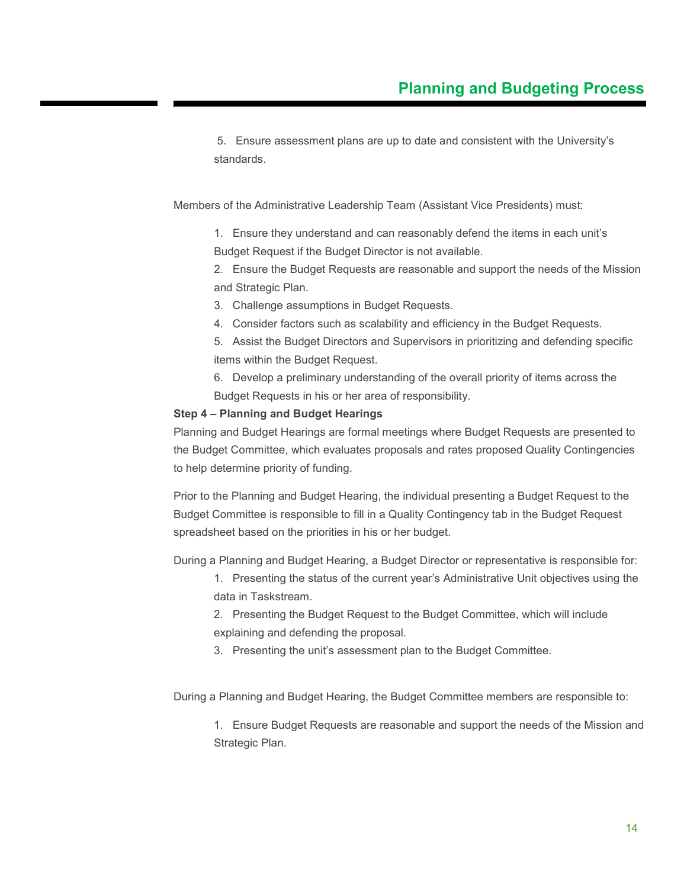5. Ensure assessment plans are up to date and consistent with the University's standards.

Members of the Administrative Leadership Team (Assistant Vice Presidents) must:

1. Ensure they understand and can reasonably defend the items in each unit's Budget Request if the Budget Director is not available.
2. Ensure the Budget Requests are reasonable and support the needs of the Mission and Strategic Plan.
3. Challenge assumptions in Budget Requests.
4. Consider factors such as scalability and efficiency in the Budget Requests.
5. Assist the Budget Directors and Supervisors in prioritizing and defending specific items within the Budget Request.
6. Develop a preliminary understanding of the overall priority of items across the Budget Requests in his or her area of responsibility.

**Step 4 – Planning and Budget Hearings**

Planning and Budget Hearings are formal meetings where Budget Requests are presented to the Budget Committee, which evaluates proposals and rates proposed Quality Contingencies to help determine priority of funding.

Prior to the Planning and Budget Hearing, the individual presenting a Budget Request to the Budget Committee is responsible to fill in a Quality Contingency tab in the Budget Request spreadsheet based on the priorities in his or her budget.

During a Planning and Budget Hearing, a Budget Director or representative is responsible for:

1. Presenting the status of the current year's Administrative Unit objectives using the data in Taskstream.
2. Presenting the Budget Request to the Budget Committee, which will include explaining and defending the proposal.
3. Presenting the unit's assessment plan to the Budget Committee.

During a Planning and Budget Hearing, the Budget Committee members are responsible to:

1. Ensure Budget Requests are reasonable and support the needs of the Mission and Strategic Plan.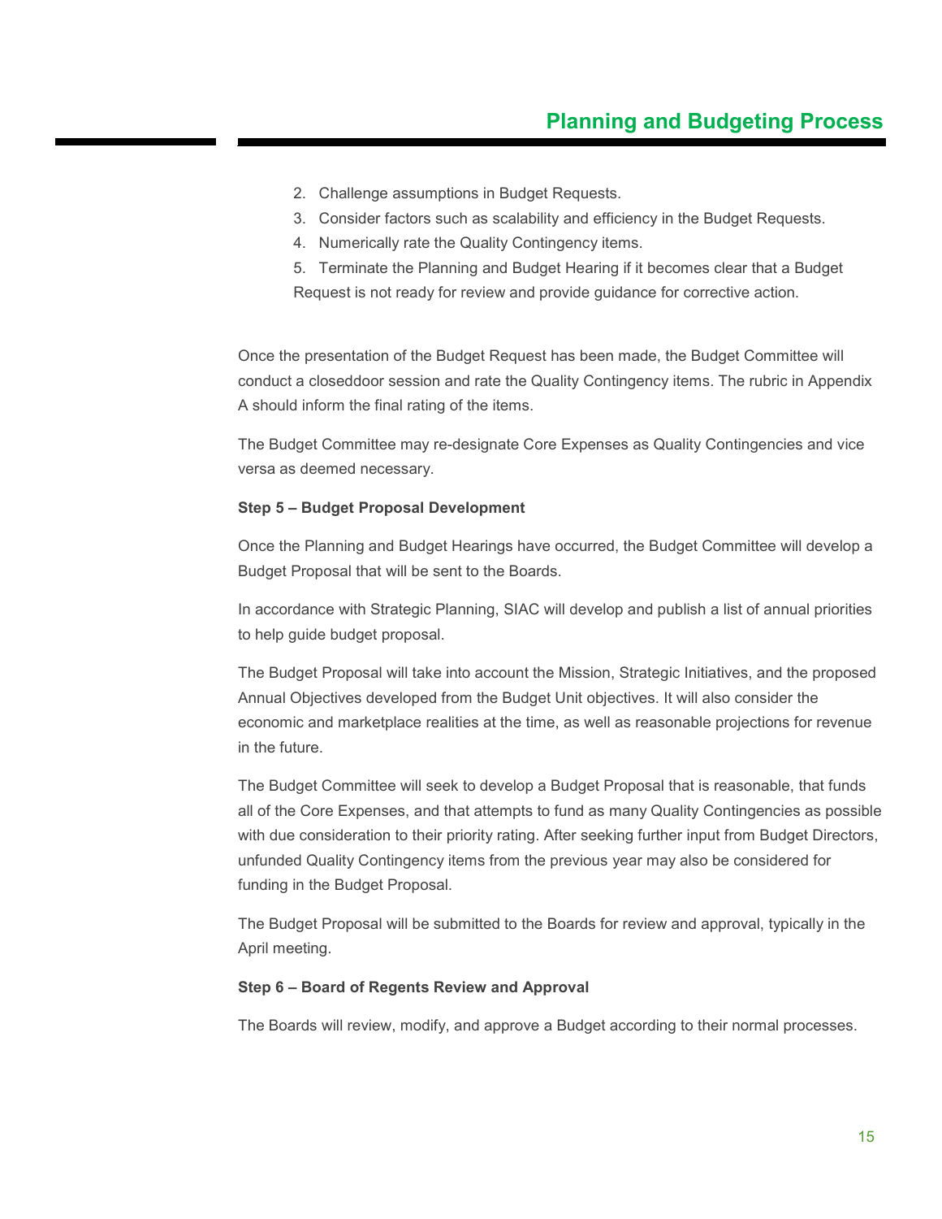2. Challenge assumptions in Budget Requests.
3. Consider factors such as scalability and efficiency in the Budget Requests.
4. Numerically rate the Quality Contingency items.
5. Terminate the Planning and Budget Hearing if it becomes clear that a Budget Request is not ready for review and provide guidance for corrective action.

Once the presentation of the Budget Request has been made, the Budget Committee will conduct a closeddoor session and rate the Quality Contingency items. The rubric in Appendix A should inform the final rating of the items.

The Budget Committee may re-designate Core Expenses as Quality Contingencies and vice versa as deemed necessary.

**Step 5 – Budget Proposal Development**

Once the Planning and Budget Hearings have occurred, the Budget Committee will develop a Budget Proposal that will be sent to the Boards.

In accordance with Strategic Planning, SIAC will develop and publish a list of annual priorities to help guide budget proposal.

The Budget Proposal will take into account the Mission, Strategic Initiatives, and the proposed Annual Objectives developed from the Budget Unit objectives. It will also consider the economic and marketplace realities at the time, as well as reasonable projections for revenue in the future.

The Budget Committee will seek to develop a Budget Proposal that is reasonable, that funds all of the Core Expenses, and that attempts to fund as many Quality Contingencies as possible with due consideration to their priority rating. After seeking further input from Budget Directors, unfunded Quality Contingency items from the previous year may also be considered for funding in the Budget Proposal.

The Budget Proposal will be submitted to the Boards for review and approval, typically in the April meeting.

**Step 6 – Board of Regents Review and Approval**

The Boards will review, modify, and approve a Budget according to their normal processes.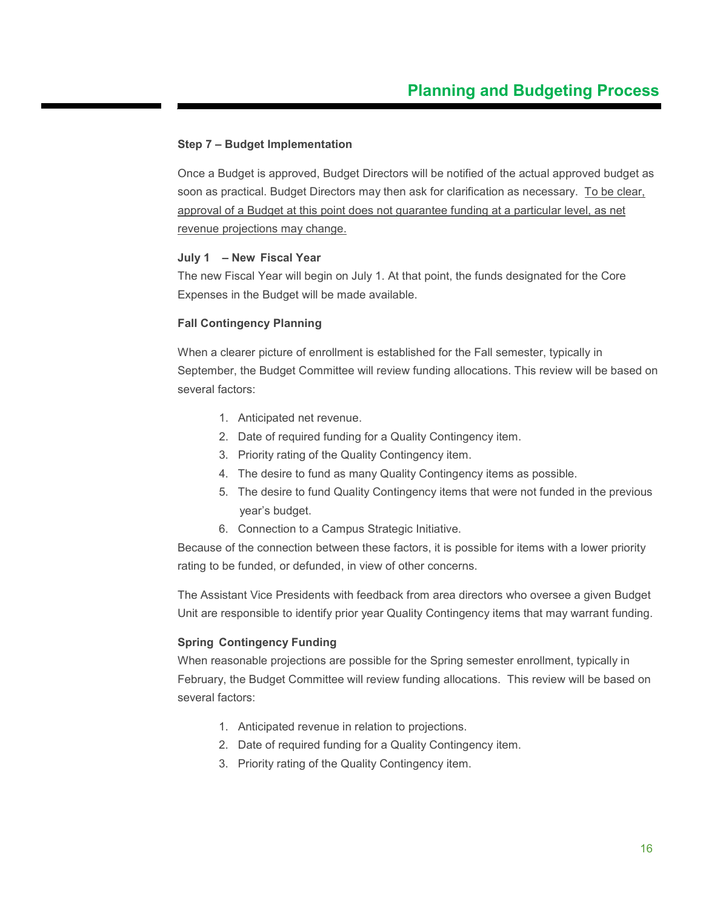**Step 7 – Budget Implementation**

Once a Budget is approved, Budget Directors will be notified of the actual approved budget as soon as practical. Budget Directors may then ask for clarification as necessary. <u>To be clear, approval of a Budget at this point does not guarantee funding at a particular level, as net revenue projections may change.</u>

**July 1 – New Fiscal Year**

The new Fiscal Year will begin on July 1. At that point, the funds designated for the Core Expenses in the Budget will be made available.

**Fall Contingency Planning**

When a clearer picture of enrollment is established for the Fall semester, typically in September, the Budget Committee will review funding allocations. This review will be based on several factors:

1. Anticipated net revenue.
2. Date of required funding for a Quality Contingency item.
3. Priority rating of the Quality Contingency item.
4. The desire to fund as many Quality Contingency items as possible.
5. The desire to fund Quality Contingency items that were not funded in the previous year's budget.
6. Connection to a Campus Strategic Initiative.

Because of the connection between these factors, it is possible for items with a lower priority rating to be funded, or defunded, in view of other concerns.

The Assistant Vice Presidents with feedback from area directors who oversee a given Budget Unit are responsible to identify prior year Quality Contingency items that may warrant funding.

**Spring Contingency Funding**

When reasonable projections are possible for the Spring semester enrollment, typically in February, the Budget Committee will review funding allocations. This review will be based on several factors:

1. Anticipated revenue in relation to projections.
2. Date of required funding for a Quality Contingency item.
3. Priority rating of the Quality Contingency item.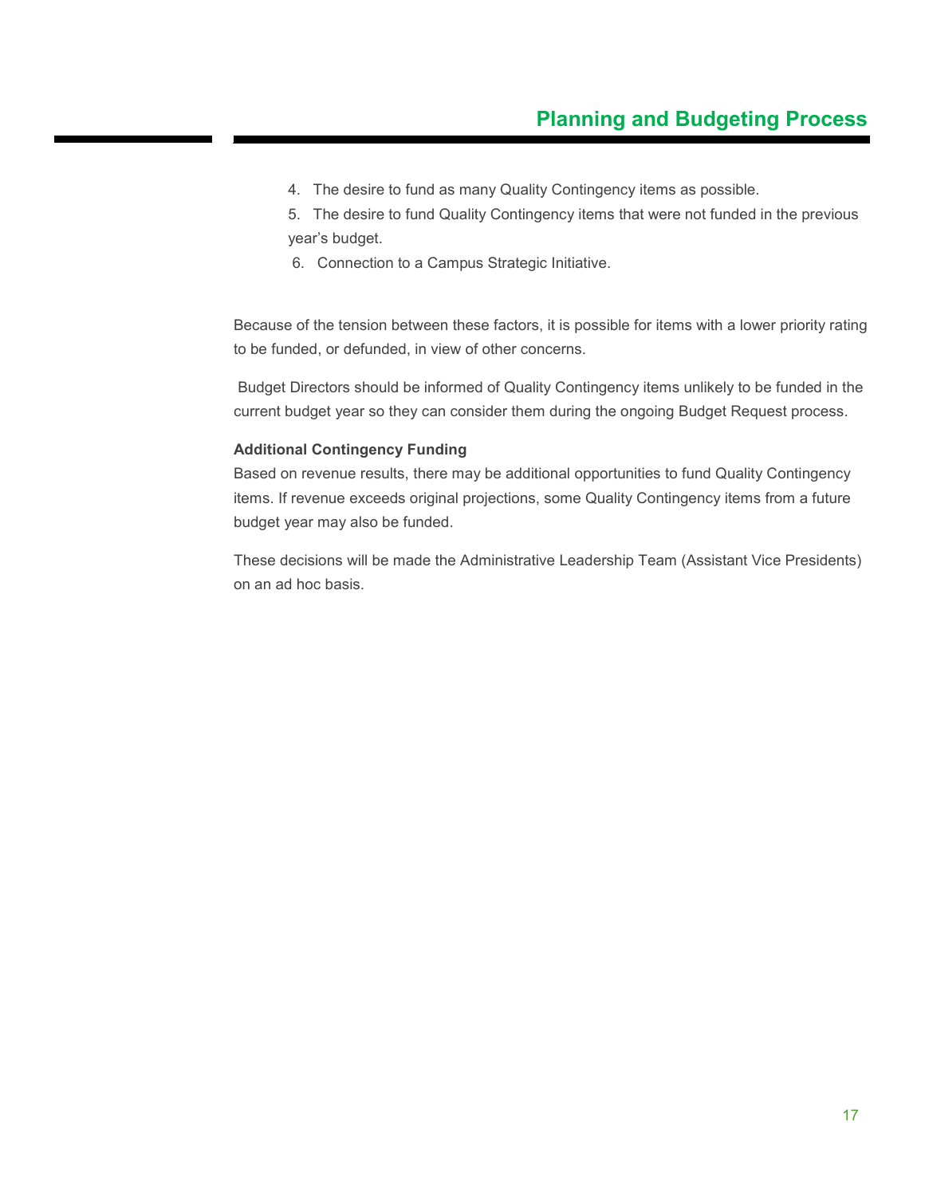4. The desire to fund as many Quality Contingency items as possible.
5. The desire to fund Quality Contingency items that were not funded in the previous year's budget.
6. Connection to a Campus Strategic Initiative.

Because of the tension between these factors, it is possible for items with a lower priority rating to be funded, or defunded, in view of other concerns.

Budget Directors should be informed of Quality Contingency items unlikely to be funded in the current budget year so they can consider them during the ongoing Budget Request process.

**Additional Contingency Funding**

Based on revenue results, there may be additional opportunities to fund Quality Contingency items. If revenue exceeds original projections, some Quality Contingency items from a future budget year may also be funded.

These decisions will be made the Administrative Leadership Team (Assistant Vice Presidents) on an ad hoc basis.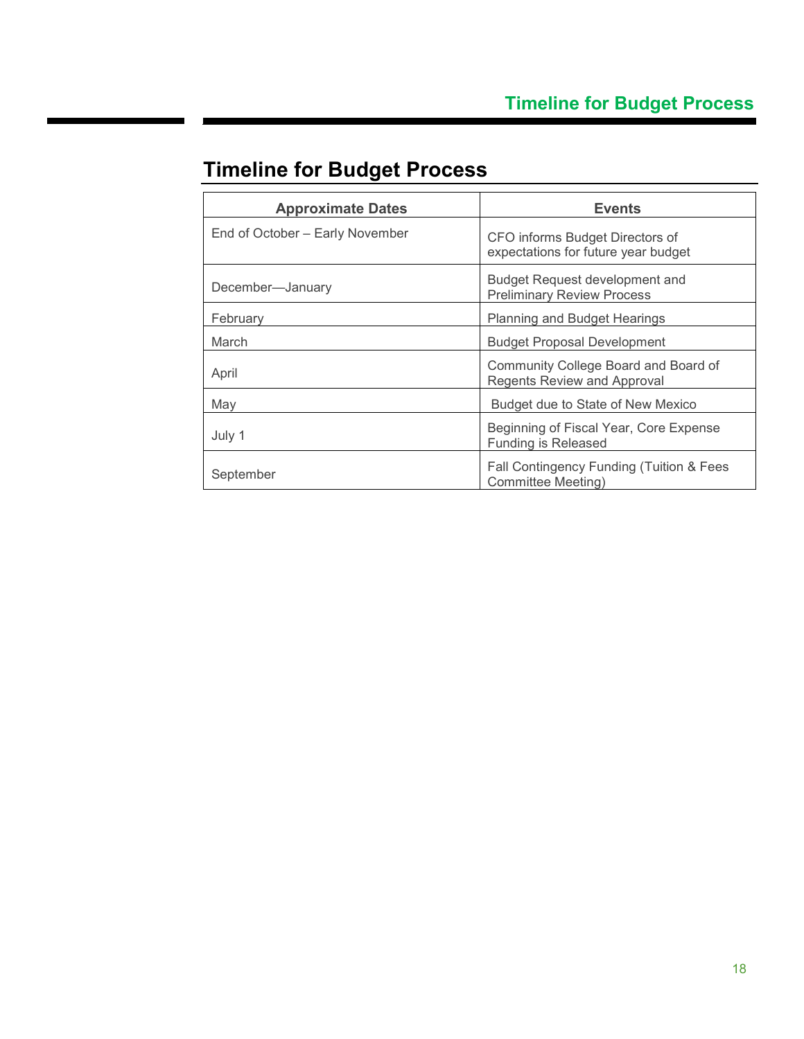# Timeline for Budget Process

| Approximate Dates | Events |
|---|---|
| End of October – Early November | CFO informs Budget Directors of expectations for future year budget |
| December—January | Budget Request development and Preliminary Review Process |
| February | Planning and Budget Hearings |
| March | Budget Proposal Development |
| April | Community College Board and Board of Regents Review and Approval |
| May | Budget due to State of New Mexico |
| July 1 | Beginning of Fiscal Year, Core Expense Funding is Released |
| September | Fall Contingency Funding (Tuition & Fees Committee Meeting) |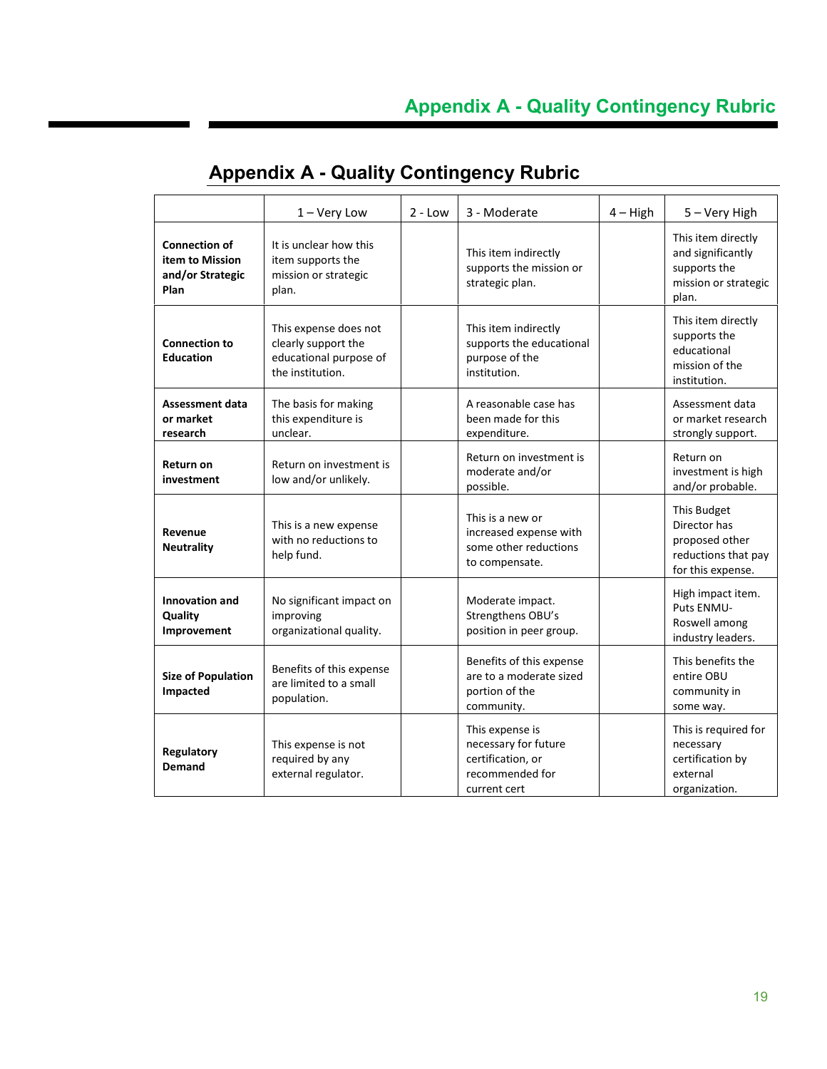## Appendix A - Quality Contingency Rubric

| | 1 – Very Low | 2 - Low | 3 - Moderate | 4 – High | 5 – Very High |
|---|---|---|---|---|---|
| **Connection of item to Mission and/or Strategic Plan** | It is unclear how this item supports the mission or strategic plan. | | This item indirectly supports the mission or strategic plan. | | This item directly and significantly supports the mission or strategic plan. |
| **Connection to Education** | This expense does not clearly support the educational purpose of the institution. | | This item indirectly supports the educational purpose of the institution. | | This item directly supports the educational mission of the institution. |
| **Assessment data or market research** | The basis for making this expenditure is unclear. | | A reasonable case has been made for this expenditure. | | Assessment data or market research strongly support. |
| **Return on investment** | Return on investment is low and/or unlikely. | | Return on investment is moderate and/or possible. | | Return on investment is high and/or probable. |
| **Revenue Neutrality** | This is a new expense with no reductions to help fund. | | This is a new or increased expense with some other reductions to compensate. | | This Budget Director has proposed other reductions that pay for this expense. |
| **Innovation and Quality Improvement** | No significant impact on improving organizational quality. | | Moderate impact. Strengthens OBU's position in peer group. | | High impact item. Puts ENMU-Roswell among industry leaders. |
| **Size of Population Impacted** | Benefits of this expense are limited to a small population. | | Benefits of this expense are to a moderate sized portion of the community. | | This benefits the entire OBU community in some way. |
| **Regulatory Demand** | This expense is not required by any external regulator. | | This expense is necessary for future certification, or recommended for current cert | | This is required for necessary certification by external organization. |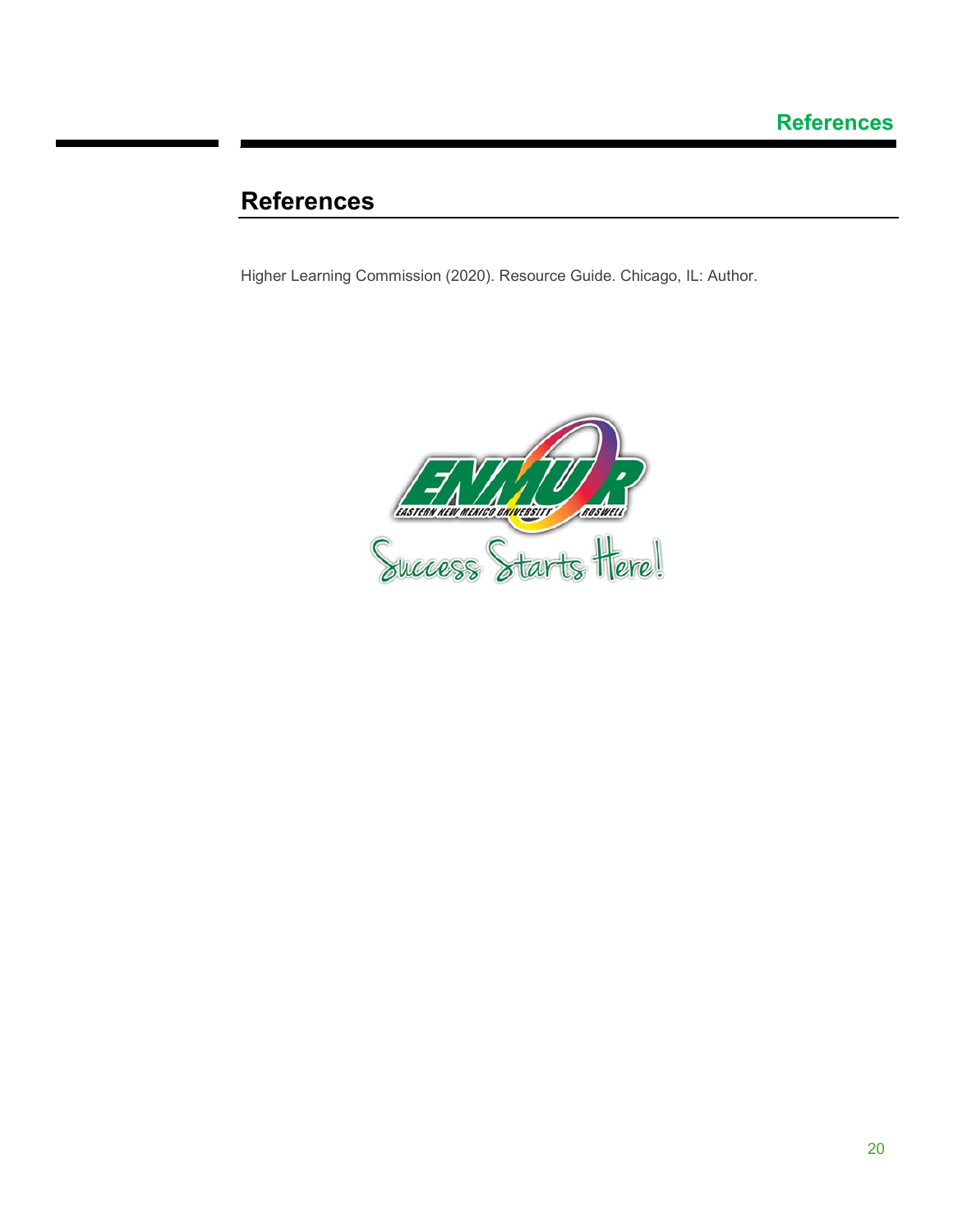## References

Higher Learning Commission (2020). Resource Guide. Chicago, IL: Author.